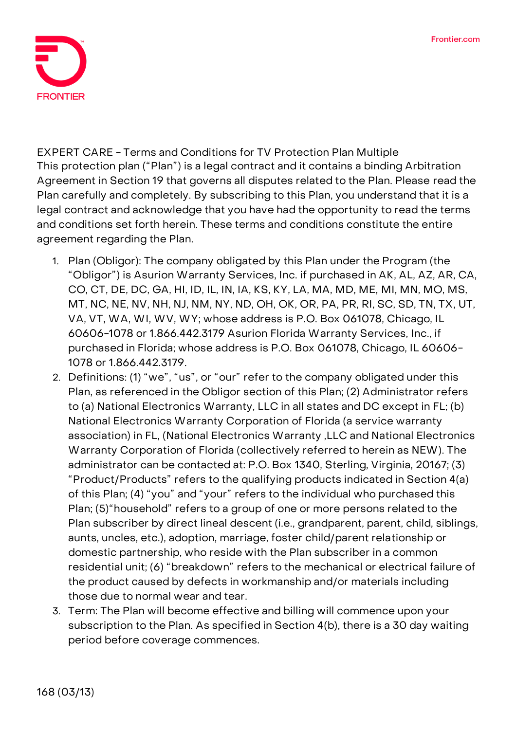# EXPERT CARE - Terms and Conditions for TV Protection Plan Multiple

This protection plan (“Plan”) is a legal contract and it contains a binding Arbitration Agreement in Section 19 that governs all disputes related to the Plan. Please read the Plan carefully and completely. By subscribing to this Plan, you understand that it is a legal contract and acknowledge that you have had the opportunity to read the terms and conditions set forth herein. These terms and conditions constitute the entire agreement regarding the Plan.

1. Plan (Obligor): The company obligated by this Plan under the Program (the “Obligor”) is Asurion Warranty Services, Inc. if purchased in AK, AL, AZ, AR, CA, CO, CT, DE, DC, GA, HI, ID, IL, IN, IA, KS, KY, LA, MA, MD, ME, MI, MN, MO, MS, MT, NC, NE, NV, NH, NJ, NM, NY, ND, OH, OK, OR, PA, PR, RI, SC, SD, TN, TX, UT, VA, VT, WA, WI, WV, WY; whose address is P.O. Box 061078, Chicago, IL 60606-1078 or 1.866.442.3179 Asurion Florida Warranty Services, Inc., if purchased in Florida; whose address is P.O. Box 061078, Chicago, IL 60606-1078 or 1.866.442.3179.
2. Definitions: (1) “we”, “us”, or “our” refer to the company obligated under this Plan, as referenced in the Obligor section of this Plan; (2) Administrator refers to (a) National Electronics Warranty, LLC in all states and DC except in FL; (b) National Electronics Warranty Corporation of Florida (a service warranty association) in FL, (National Electronics Warranty ,LLC and National Electronics Warranty Corporation of Florida (collectively referred to herein as NEW). The administrator can be contacted at: P.O. Box 1340, Sterling, Virginia, 20167; (3) “Product/Products” refers to the qualifying products indicated in Section 4(a) of this Plan; (4) “you” and “your” refers to the individual who purchased this Plan; (5)“household” refers to a group of one or more persons related to the Plan subscriber by direct lineal descent (i.e., grandparent, parent, child, siblings, aunts, uncles, etc.), adoption, marriage, foster child/parent relationship or domestic partnership, who reside with the Plan subscriber in a common residential unit; (6) “breakdown” refers to the mechanical or electrical failure of the product caused by defects in workmanship and/or materials including those due to normal wear and tear.
3. Term: The Plan will become effective and billing will commence upon your subscription to the Plan. As specified in Section 4(b), there is a 30 day waiting period before coverage commences.

168 (03/13)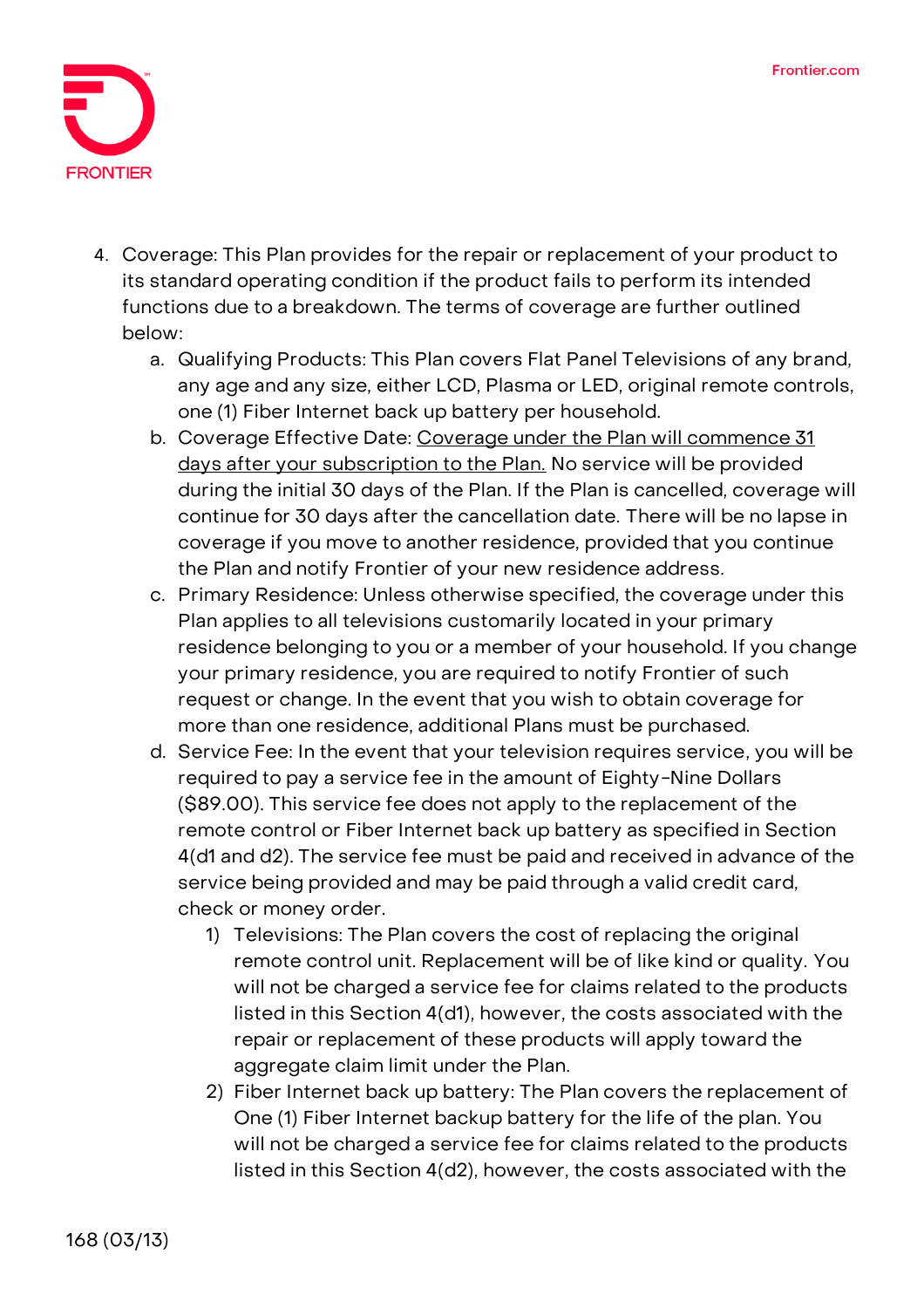4. Coverage: This Plan provides for the repair or replacement of your product to its standard operating condition if the product fails to perform its intended functions due to a breakdown. The terms of coverage are further outlined below:
   a. Qualifying Products: This Plan covers Flat Panel Televisions of any brand, any age and any size, either LCD, Plasma or LED, original remote controls, one (1) Fiber Internet back up battery per household.
   b. Coverage Effective Date: <u>Coverage under the Plan will commence 31 days after your subscription to the Plan.</u> No service will be provided during the initial 30 days of the Plan. If the Plan is cancelled, coverage will continue for 30 days after the cancellation date. There will be no lapse in coverage if you move to another residence, provided that you continue the Plan and notify Frontier of your new residence address.
   c. Primary Residence: Unless otherwise specified, the coverage under this Plan applies to all televisions customarily located in your primary residence belonging to you or a member of your household. If you change your primary residence, you are required to notify Frontier of such request or change. In the event that you wish to obtain coverage for more than one residence, additional Plans must be purchased.
   d. Service Fee: In the event that your television requires service, you will be required to pay a service fee in the amount of Eighty-Nine Dollars ($89.00). This service fee does not apply to the replacement of the remote control or Fiber Internet back up battery as specified in Section 4(d1 and d2). The service fee must be paid and received in advance of the service being provided and may be paid through a valid credit card, check or money order.
      1) Televisions: The Plan covers the cost of replacing the original remote control unit. Replacement will be of like kind or quality. You will not be charged a service fee for claims related to the products listed in this Section 4(d1), however, the costs associated with the repair or replacement of these products will apply toward the aggregate claim limit under the Plan.
      2) Fiber Internet back up battery: The Plan covers the replacement of One (1) Fiber Internet backup battery for the life of the plan. You will not be charged a service fee for claims related to the products listed in this Section 4(d2), however, the costs associated with the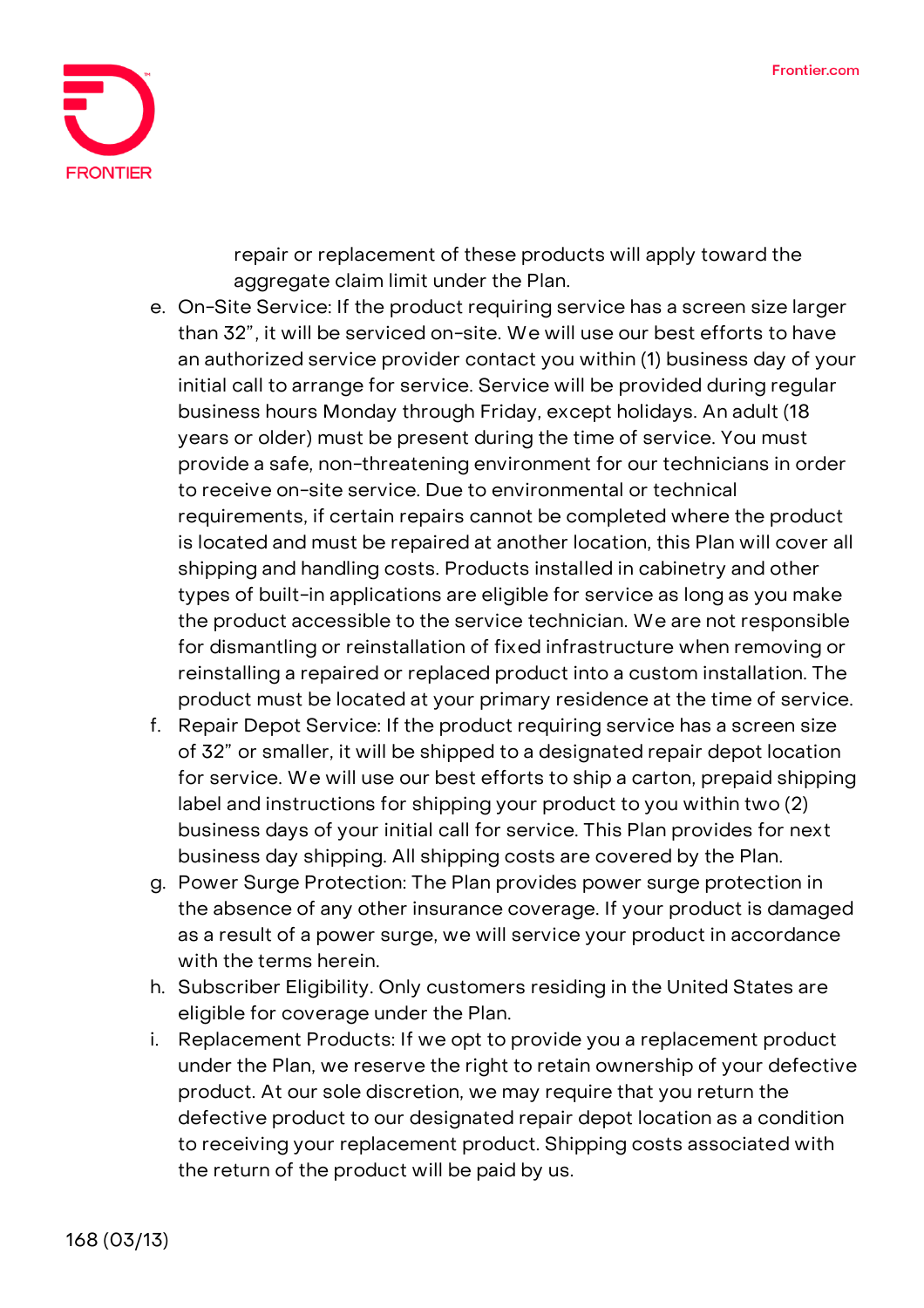repair or replacement of these products will apply toward the aggregate claim limit under the Plan.

e. On-Site Service: If the product requiring service has a screen size larger than 32", it will be serviced on-site. We will use our best efforts to have an authorized service provider contact you within (1) business day of your initial call to arrange for service. Service will be provided during regular business hours Monday through Friday, except holidays. An adult (18 years or older) must be present during the time of service. You must provide a safe, non-threatening environment for our technicians in order to receive on-site service. Due to environmental or technical requirements, if certain repairs cannot be completed where the product is located and must be repaired at another location, this Plan will cover all shipping and handling costs. Products installed in cabinetry and other types of built-in applications are eligible for service as long as you make the product accessible to the service technician. We are not responsible for dismantling or reinstallation of fixed infrastructure when removing or reinstalling a repaired or replaced product into a custom installation. The product must be located at your primary residence at the time of service.
f. Repair Depot Service: If the product requiring service has a screen size of 32" or smaller, it will be shipped to a designated repair depot location for service. We will use our best efforts to ship a carton, prepaid shipping label and instructions for shipping your product to you within two (2) business days of your initial call for service. This Plan provides for next business day shipping. All shipping costs are covered by the Plan.
g. Power Surge Protection: The Plan provides power surge protection in the absence of any other insurance coverage. If your product is damaged as a result of a power surge, we will service your product in accordance with the terms herein.
h. Subscriber Eligibility. Only customers residing in the United States are eligible for coverage under the Plan.
i. Replacement Products: If we opt to provide you a replacement product under the Plan, we reserve the right to retain ownership of your defective product. At our sole discretion, we may require that you return the defective product to our designated repair depot location as a condition to receiving your replacement product. Shipping costs associated with the return of the product will be paid by us.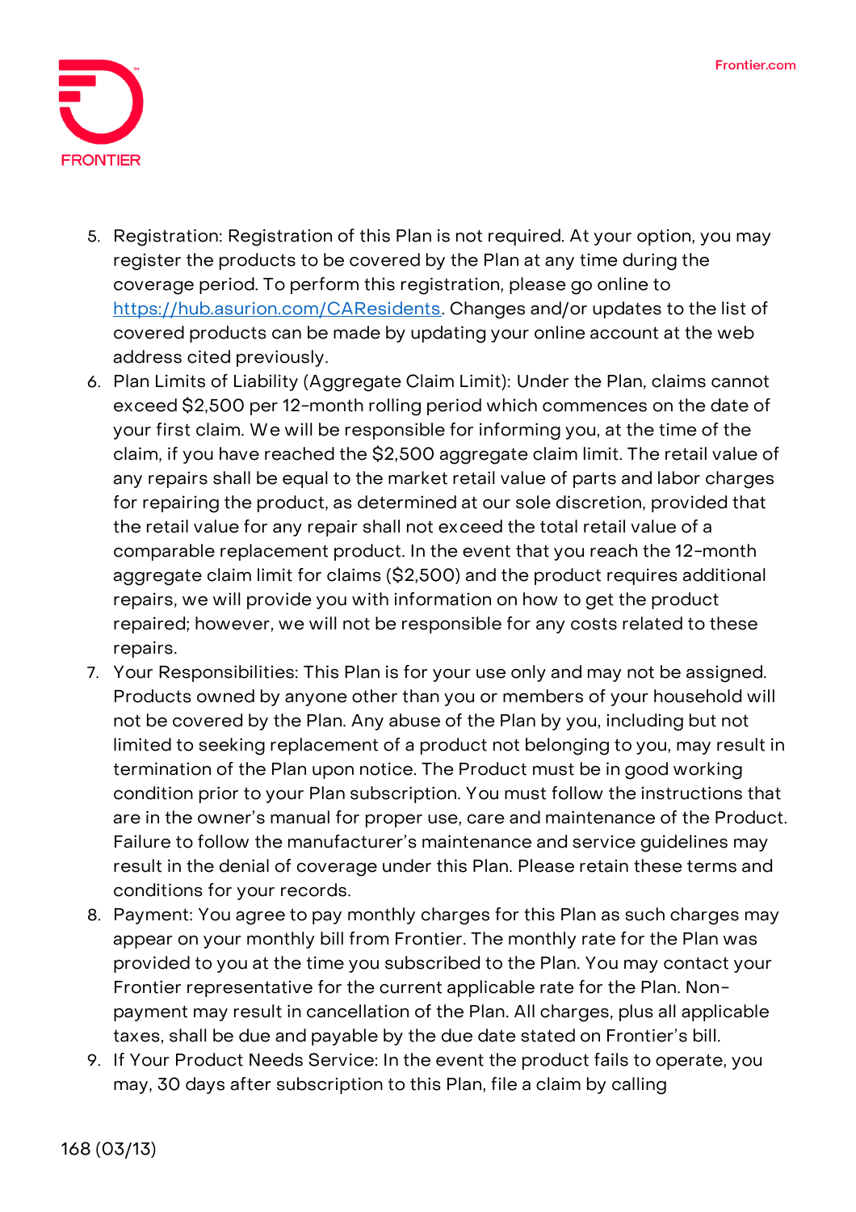5. Registration: Registration of this Plan is not required. At your option, you may register the products to be covered by the Plan at any time during the coverage period. To perform this registration, please go online to https://hub.asurion.com/CAResidents. Changes and/or updates to the list of covered products can be made by updating your online account at the web address cited previously.
6. Plan Limits of Liability (Aggregate Claim Limit): Under the Plan, claims cannot exceed $2,500 per 12-month rolling period which commences on the date of your first claim. We will be responsible for informing you, at the time of the claim, if you have reached the $2,500 aggregate claim limit. The retail value of any repairs shall be equal to the market retail value of parts and labor charges for repairing the product, as determined at our sole discretion, provided that the retail value for any repair shall not exceed the total retail value of a comparable replacement product. In the event that you reach the 12-month aggregate claim limit for claims ($2,500) and the product requires additional repairs, we will provide you with information on how to get the product repaired; however, we will not be responsible for any costs related to these repairs.
7. Your Responsibilities: This Plan is for your use only and may not be assigned. Products owned by anyone other than you or members of your household will not be covered by the Plan. Any abuse of the Plan by you, including but not limited to seeking replacement of a product not belonging to you, may result in termination of the Plan upon notice. The Product must be in good working condition prior to your Plan subscription. You must follow the instructions that are in the owner's manual for proper use, care and maintenance of the Product. Failure to follow the manufacturer's maintenance and service guidelines may result in the denial of coverage under this Plan. Please retain these terms and conditions for your records.
8. Payment: You agree to pay monthly charges for this Plan as such charges may appear on your monthly bill from Frontier. The monthly rate for the Plan was provided to you at the time you subscribed to the Plan. You may contact your Frontier representative for the current applicable rate for the Plan. Non-payment may result in cancellation of the Plan. All charges, plus all applicable taxes, shall be due and payable by the due date stated on Frontier's bill.
9. If Your Product Needs Service: In the event the product fails to operate, you may, 30 days after subscription to this Plan, file a claim by calling

168 (03/13)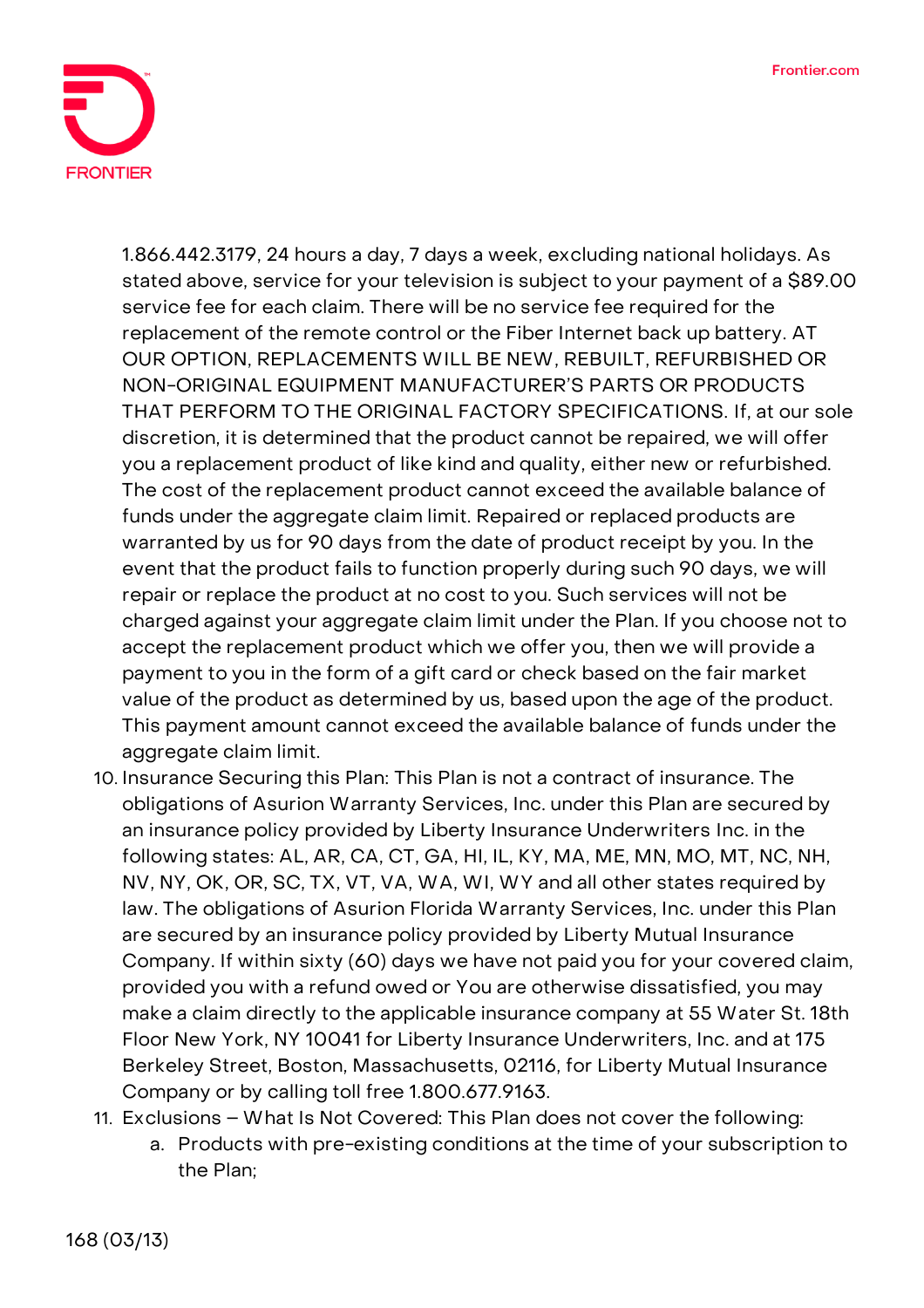1.866.442.3179, 24 hours a day, 7 days a week, excluding national holidays. As stated above, service for your television is subject to your payment of a $89.00 service fee for each claim. There will be no service fee required for the replacement of the remote control or the Fiber Internet back up battery. AT OUR OPTION, REPLACEMENTS WILL BE NEW, REBUILT, REFURBISHED OR NON-ORIGINAL EQUIPMENT MANUFACTURER'S PARTS OR PRODUCTS THAT PERFORM TO THE ORIGINAL FACTORY SPECIFICATIONS. If, at our sole discretion, it is determined that the product cannot be repaired, we will offer you a replacement product of like kind and quality, either new or refurbished. The cost of the replacement product cannot exceed the available balance of funds under the aggregate claim limit. Repaired or replaced products are warranted by us for 90 days from the date of product receipt by you. In the event that the product fails to function properly during such 90 days, we will repair or replace the product at no cost to you. Such services will not be charged against your aggregate claim limit under the Plan. If you choose not to accept the replacement product which we offer you, then we will provide a payment to you in the form of a gift card or check based on the fair market value of the product as determined by us, based upon the age of the product. This payment amount cannot exceed the available balance of funds under the aggregate claim limit.

10. Insurance Securing this Plan: This Plan is not a contract of insurance. The obligations of Asurion Warranty Services, Inc. under this Plan are secured by an insurance policy provided by Liberty Insurance Underwriters Inc. in the following states: AL, AR, CA, CT, GA, HI, IL, KY, MA, ME, MN, MO, MT, NC, NH, NV, NY, OK, OR, SC, TX, VT, VA, WA, WI, WY and all other states required by law. The obligations of Asurion Florida Warranty Services, Inc. under this Plan are secured by an insurance policy provided by Liberty Mutual Insurance Company. If within sixty (60) days we have not paid you for your covered claim, provided you with a refund owed or You are otherwise dissatisfied, you may make a claim directly to the applicable insurance company at 55 Water St. 18th Floor New York, NY 10041 for Liberty Insurance Underwriters, Inc. and at 175 Berkeley Street, Boston, Massachusetts, 02116, for Liberty Mutual Insurance Company or by calling toll free 1.800.677.9163.
11. Exclusions – What Is Not Covered: This Plan does not cover the following:
    a. Products with pre-existing conditions at the time of your subscription to the Plan;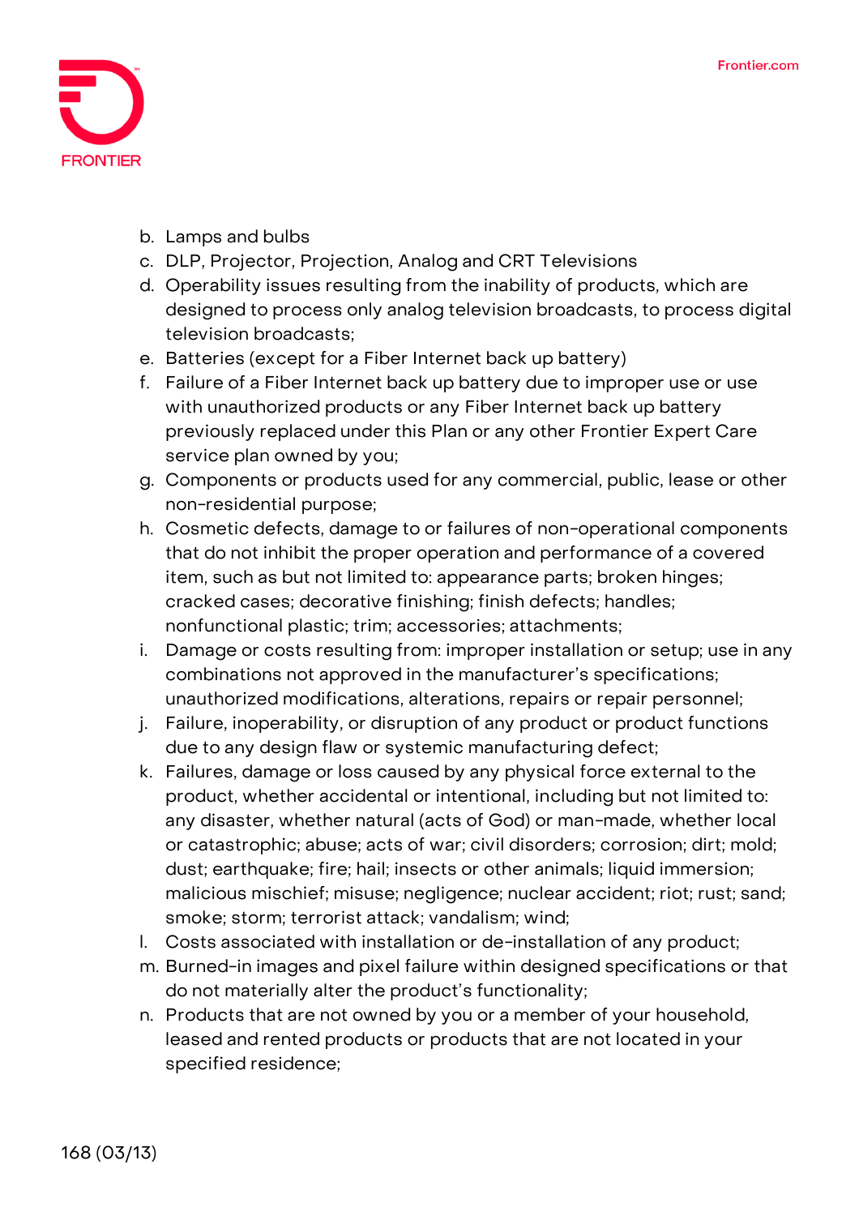b. Lamps and bulbs
c. DLP, Projector, Projection, Analog and CRT Televisions
d. Operability issues resulting from the inability of products, which are designed to process only analog television broadcasts, to process digital television broadcasts;
e. Batteries (except for a Fiber Internet back up battery)
f. Failure of a Fiber Internet back up battery due to improper use or use with unauthorized products or any Fiber Internet back up battery previously replaced under this Plan or any other Frontier Expert Care service plan owned by you;
g. Components or products used for any commercial, public, lease or other non-residential purpose;
h. Cosmetic defects, damage to or failures of non-operational components that do not inhibit the proper operation and performance of a covered item, such as but not limited to: appearance parts; broken hinges; cracked cases; decorative finishing; finish defects; handles; nonfunctional plastic; trim; accessories; attachments;
i. Damage or costs resulting from: improper installation or setup; use in any combinations not approved in the manufacturer's specifications; unauthorized modifications, alterations, repairs or repair personnel;
j. Failure, inoperability, or disruption of any product or product functions due to any design flaw or systemic manufacturing defect;
k. Failures, damage or loss caused by any physical force external to the product, whether accidental or intentional, including but not limited to: any disaster, whether natural (acts of God) or man-made, whether local or catastrophic; abuse; acts of war; civil disorders; corrosion; dirt; mold; dust; earthquake; fire; hail; insects or other animals; liquid immersion; malicious mischief; misuse; negligence; nuclear accident; riot; rust; sand; smoke; storm; terrorist attack; vandalism; wind;
l. Costs associated with installation or de-installation of any product;
m. Burned-in images and pixel failure within designed specifications or that do not materially alter the product's functionality;
n. Products that are not owned by you or a member of your household, leased and rented products or products that are not located in your specified residence;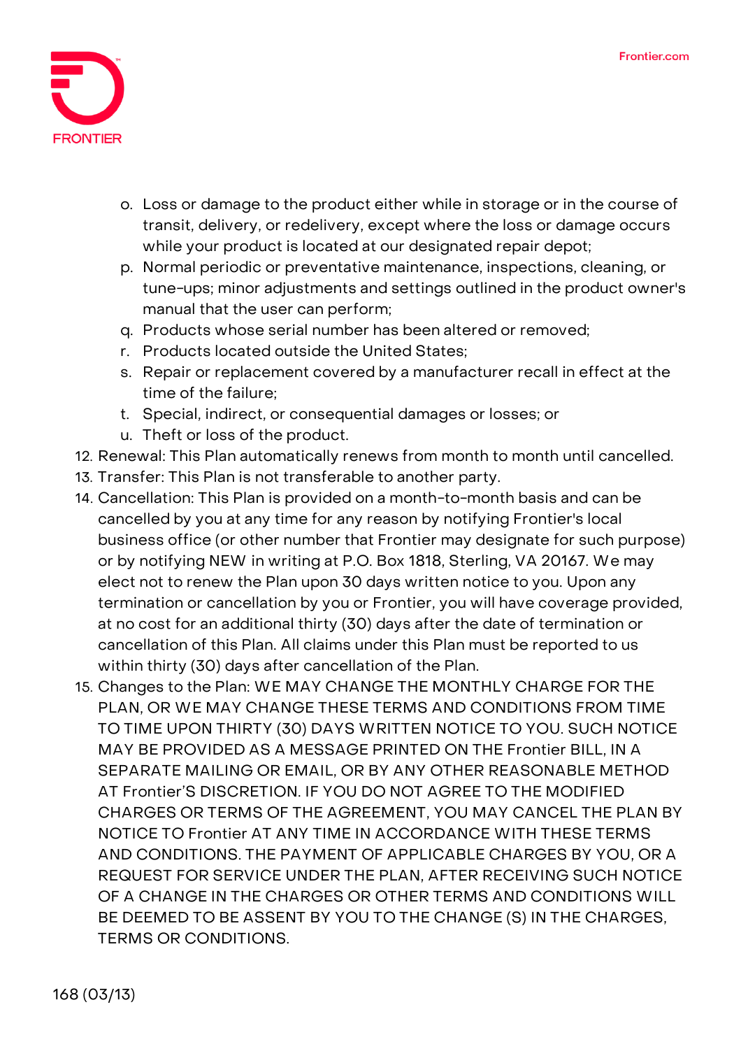o. Loss or damage to the product either while in storage or in the course of transit, delivery, or redelivery, except where the loss or damage occurs while your product is located at our designated repair depot;
p. Normal periodic or preventative maintenance, inspections, cleaning, or tune-ups; minor adjustments and settings outlined in the product owner's manual that the user can perform;
q. Products whose serial number has been altered or removed;
r. Products located outside the United States;
s. Repair or replacement covered by a manufacturer recall in effect at the time of the failure;
t. Special, indirect, or consequential damages or losses; or
u. Theft or loss of the product.

12. Renewal: This Plan automatically renews from month to month until cancelled.
13. Transfer: This Plan is not transferable to another party.
14. Cancellation: This Plan is provided on a month-to-month basis and can be cancelled by you at any time for any reason by notifying Frontier's local business office (or other number that Frontier may designate for such purpose) or by notifying NEW in writing at P.O. Box 1818, Sterling, VA 20167. We may elect not to renew the Plan upon 30 days written notice to you. Upon any termination or cancellation by you or Frontier, you will have coverage provided, at no cost for an additional thirty (30) days after the date of termination or cancellation of this Plan. All claims under this Plan must be reported to us within thirty (30) days after cancellation of the Plan.
15. Changes to the Plan: WE MAY CHANGE THE MONTHLY CHARGE FOR THE PLAN, OR WE MAY CHANGE THESE TERMS AND CONDITIONS FROM TIME TO TIME UPON THIRTY (30) DAYS WRITTEN NOTICE TO YOU. SUCH NOTICE MAY BE PROVIDED AS A MESSAGE PRINTED ON THE Frontier BILL, IN A SEPARATE MAILING OR EMAIL, OR BY ANY OTHER REASONABLE METHOD AT Frontier'S DISCRETION. IF YOU DO NOT AGREE TO THE MODIFIED CHARGES OR TERMS OF THE AGREEMENT, YOU MAY CANCEL THE PLAN BY NOTICE TO Frontier AT ANY TIME IN ACCORDANCE WITH THESE TERMS AND CONDITIONS. THE PAYMENT OF APPLICABLE CHARGES BY YOU, OR A REQUEST FOR SERVICE UNDER THE PLAN, AFTER RECEIVING SUCH NOTICE OF A CHANGE IN THE CHARGES OR OTHER TERMS AND CONDITIONS WILL BE DEEMED TO BE ASSENT BY YOU TO THE CHANGE (S) IN THE CHARGES, TERMS OR CONDITIONS.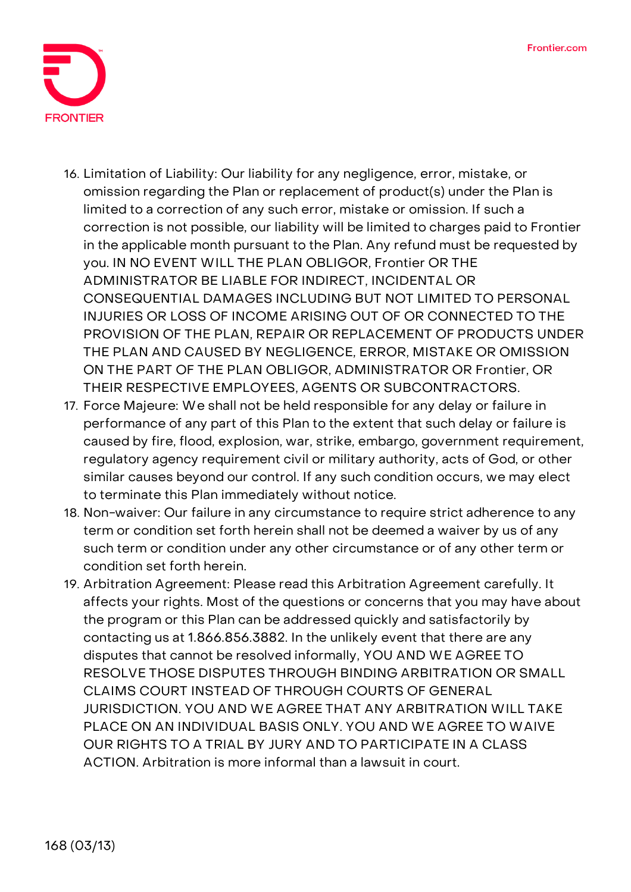16. Limitation of Liability: Our liability for any negligence, error, mistake, or omission regarding the Plan or replacement of product(s) under the Plan is limited to a correction of any such error, mistake or omission. If such a correction is not possible, our liability will be limited to charges paid to Frontier in the applicable month pursuant to the Plan. Any refund must be requested by you. IN NO EVENT WILL THE PLAN OBLIGOR, Frontier OR THE ADMINISTRATOR BE LIABLE FOR INDIRECT, INCIDENTAL OR CONSEQUENTIAL DAMAGES INCLUDING BUT NOT LIMITED TO PERSONAL INJURIES OR LOSS OF INCOME ARISING OUT OF OR CONNECTED TO THE PROVISION OF THE PLAN, REPAIR OR REPLACEMENT OF PRODUCTS UNDER THE PLAN AND CAUSED BY NEGLIGENCE, ERROR, MISTAKE OR OMISSION ON THE PART OF THE PLAN OBLIGOR, ADMINISTRATOR OR Frontier, OR THEIR RESPECTIVE EMPLOYEES, AGENTS OR SUBCONTRACTORS.
17. Force Majeure: We shall not be held responsible for any delay or failure in performance of any part of this Plan to the extent that such delay or failure is caused by fire, flood, explosion, war, strike, embargo, government requirement, regulatory agency requirement civil or military authority, acts of God, or other similar causes beyond our control. If any such condition occurs, we may elect to terminate this Plan immediately without notice.
18. Non-waiver: Our failure in any circumstance to require strict adherence to any term or condition set forth herein shall not be deemed a waiver by us of any such term or condition under any other circumstance or of any other term or condition set forth herein.
19. Arbitration Agreement: Please read this Arbitration Agreement carefully. It affects your rights. Most of the questions or concerns that you may have about the program or this Plan can be addressed quickly and satisfactorily by contacting us at 1.866.856.3882. In the unlikely event that there are any disputes that cannot be resolved informally, YOU AND WE AGREE TO RESOLVE THOSE DISPUTES THROUGH BINDING ARBITRATION OR SMALL CLAIMS COURT INSTEAD OF THROUGH COURTS OF GENERAL JURISDICTION. YOU AND WE AGREE THAT ANY ARBITRATION WILL TAKE PLACE ON AN INDIVIDUAL BASIS ONLY. YOU AND WE AGREE TO WAIVE OUR RIGHTS TO A TRIAL BY JURY AND TO PARTICIPATE IN A CLASS ACTION. Arbitration is more informal than a lawsuit in court.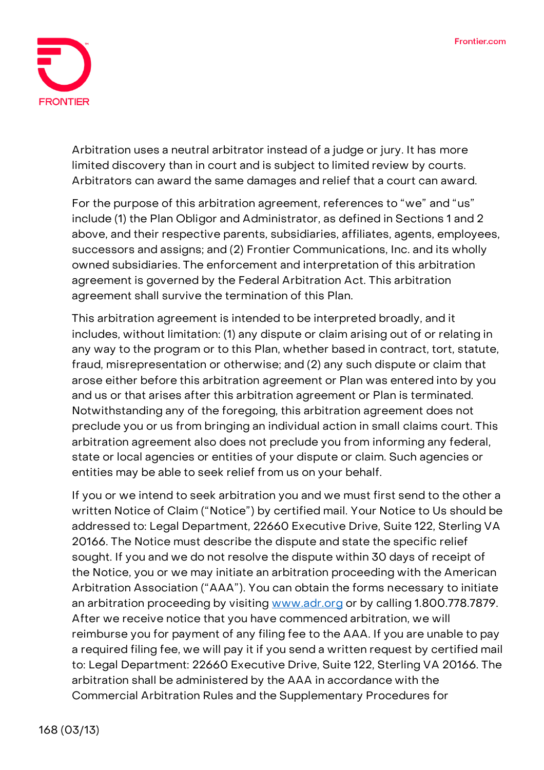Arbitration uses a neutral arbitrator instead of a judge or jury. It has more limited discovery than in court and is subject to limited review by courts. Arbitrators can award the same damages and relief that a court can award.

For the purpose of this arbitration agreement, references to "we" and "us" include (1) the Plan Obligor and Administrator, as defined in Sections 1 and 2 above, and their respective parents, subsidiaries, affiliates, agents, employees, successors and assigns; and (2) Frontier Communications, Inc. and its wholly owned subsidiaries. The enforcement and interpretation of this arbitration agreement is governed by the Federal Arbitration Act. This arbitration agreement shall survive the termination of this Plan.

This arbitration agreement is intended to be interpreted broadly, and it includes, without limitation: (1) any dispute or claim arising out of or relating in any way to the program or to this Plan, whether based in contract, tort, statute, fraud, misrepresentation or otherwise; and (2) any such dispute or claim that arose either before this arbitration agreement or Plan was entered into by you and us or that arises after this arbitration agreement or Plan is terminated. Notwithstanding any of the foregoing, this arbitration agreement does not preclude you or us from bringing an individual action in small claims court. This arbitration agreement also does not preclude you from informing any federal, state or local agencies or entities of your dispute or claim. Such agencies or entities may be able to seek relief from us on your behalf.

If you or we intend to seek arbitration you and we must first send to the other a written Notice of Claim ("Notice") by certified mail. Your Notice to Us should be addressed to: Legal Department, 22660 Executive Drive, Suite 122, Sterling VA 20166. The Notice must describe the dispute and state the specific relief sought. If you and we do not resolve the dispute within 30 days of receipt of the Notice, you or we may initiate an arbitration proceeding with the American Arbitration Association ("AAA"). You can obtain the forms necessary to initiate an arbitration proceeding by visiting [www.adr.org](http://www.adr.org) or by calling 1.800.778.7879. After we receive notice that you have commenced arbitration, we will reimburse you for payment of any filing fee to the AAA. If you are unable to pay a required filing fee, we will pay it if you send a written request by certified mail to: Legal Department: 22660 Executive Drive, Suite 122, Sterling VA 20166. The arbitration shall be administered by the AAA in accordance with the Commercial Arbitration Rules and the Supplementary Procedures for

168 (03/13)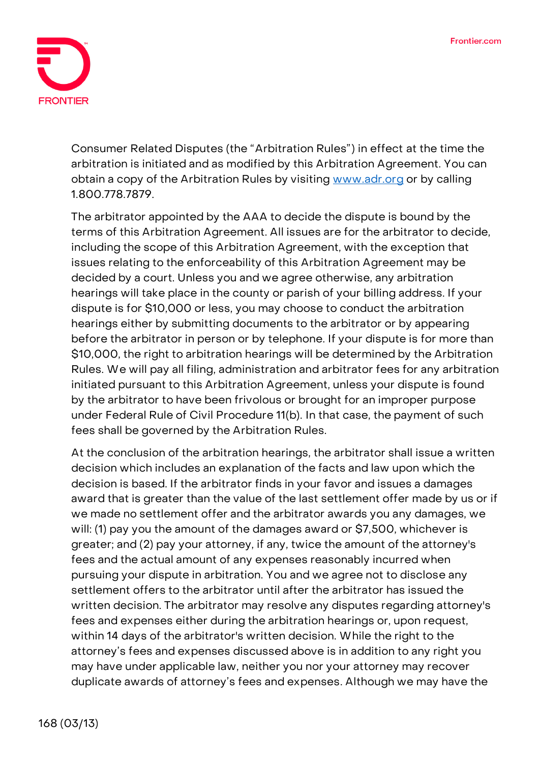Consumer Related Disputes (the "Arbitration Rules") in effect at the time the arbitration is initiated and as modified by this Arbitration Agreement. You can obtain a copy of the Arbitration Rules by visiting [www.adr.org](http://www.adr.org) or by calling 1.800.778.7879.

The arbitrator appointed by the AAA to decide the dispute is bound by the terms of this Arbitration Agreement. All issues are for the arbitrator to decide, including the scope of this Arbitration Agreement, with the exception that issues relating to the enforceability of this Arbitration Agreement may be decided by a court. Unless you and we agree otherwise, any arbitration hearings will take place in the county or parish of your billing address. If your dispute is for $10,000 or less, you may choose to conduct the arbitration hearings either by submitting documents to the arbitrator or by appearing before the arbitrator in person or by telephone. If your dispute is for more than $10,000, the right to arbitration hearings will be determined by the Arbitration Rules. We will pay all filing, administration and arbitrator fees for any arbitration initiated pursuant to this Arbitration Agreement, unless your dispute is found by the arbitrator to have been frivolous or brought for an improper purpose under Federal Rule of Civil Procedure 11(b). In that case, the payment of such fees shall be governed by the Arbitration Rules.

At the conclusion of the arbitration hearings, the arbitrator shall issue a written decision which includes an explanation of the facts and law upon which the decision is based. If the arbitrator finds in your favor and issues a damages award that is greater than the value of the last settlement offer made by us or if we made no settlement offer and the arbitrator awards you any damages, we will: (1) pay you the amount of the damages award or $7,500, whichever is greater; and (2) pay your attorney, if any, twice the amount of the attorney's fees and the actual amount of any expenses reasonably incurred when pursuing your dispute in arbitration. You and we agree not to disclose any settlement offers to the arbitrator until after the arbitrator has issued the written decision. The arbitrator may resolve any disputes regarding attorney's fees and expenses either during the arbitration hearings or, upon request, within 14 days of the arbitrator's written decision. While the right to the attorney's fees and expenses discussed above is in addition to any right you may have under applicable law, neither you nor your attorney may recover duplicate awards of attorney's fees and expenses. Although we may have the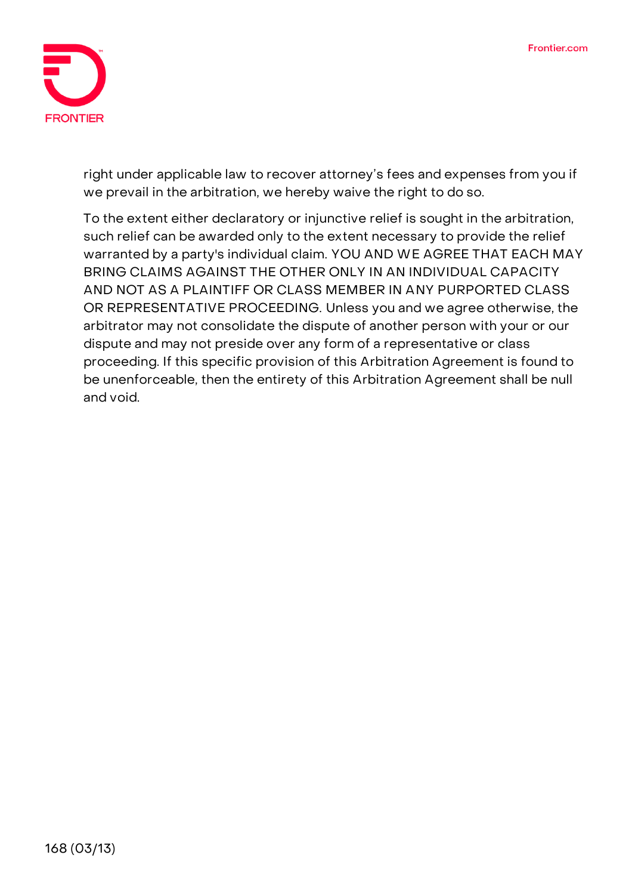right under applicable law to recover attorney's fees and expenses from you if we prevail in the arbitration, we hereby waive the right to do so.

To the extent either declaratory or injunctive relief is sought in the arbitration, such relief can be awarded only to the extent necessary to provide the relief warranted by a party's individual claim. YOU AND WE AGREE THAT EACH MAY BRING CLAIMS AGAINST THE OTHER ONLY IN AN INDIVIDUAL CAPACITY AND NOT AS A PLAINTIFF OR CLASS MEMBER IN ANY PURPORTED CLASS OR REPRESENTATIVE PROCEEDING. Unless you and we agree otherwise, the arbitrator may not consolidate the dispute of another person with your or our dispute and may not preside over any form of a representative or class proceeding. If this specific provision of this Arbitration Agreement is found to be unenforceable, then the entirety of this Arbitration Agreement shall be null and void.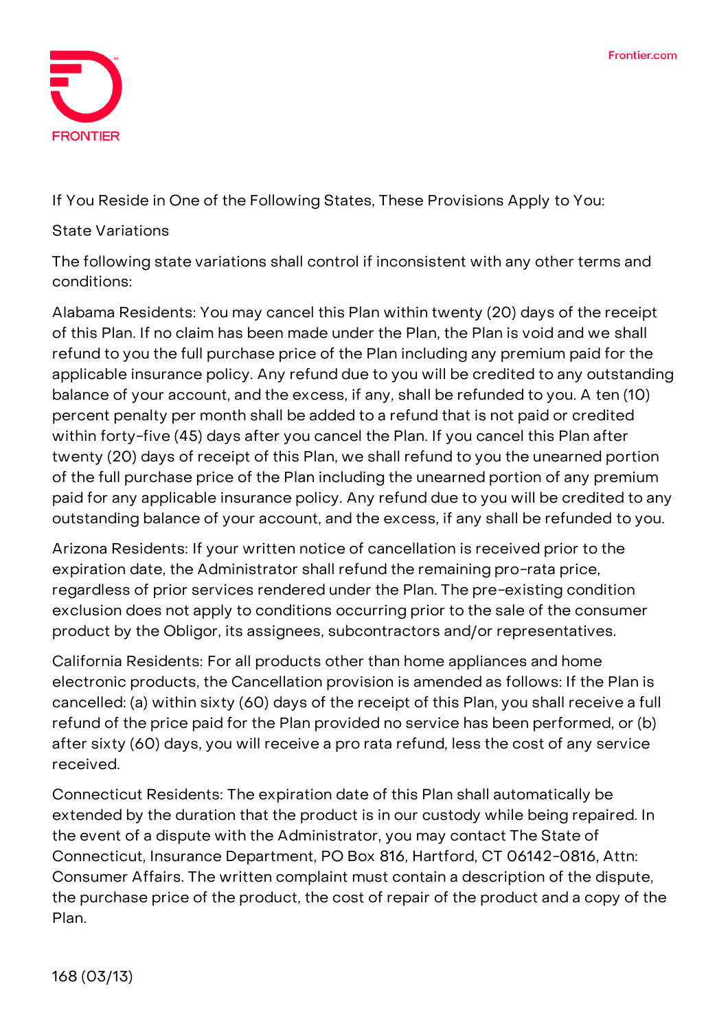If You Reside in One of the Following States, These Provisions Apply to You:

## State Variations

The following state variations shall control if inconsistent with any other terms and conditions:

Alabama Residents: You may cancel this Plan within twenty (20) days of the receipt of this Plan. If no claim has been made under the Plan, the Plan is void and we shall refund to you the full purchase price of the Plan including any premium paid for the applicable insurance policy. Any refund due to you will be credited to any outstanding balance of your account, and the excess, if any, shall be refunded to you. A ten (10) percent penalty per month shall be added to a refund that is not paid or credited within forty-five (45) days after you cancel the Plan. If you cancel this Plan after twenty (20) days of receipt of this Plan, we shall refund to you the unearned portion of the full purchase price of the Plan including the unearned portion of any premium paid for any applicable insurance policy. Any refund due to you will be credited to any outstanding balance of your account, and the excess, if any shall be refunded to you.

Arizona Residents: If your written notice of cancellation is received prior to the expiration date, the Administrator shall refund the remaining pro-rata price, regardless of prior services rendered under the Plan. The pre-existing condition exclusion does not apply to conditions occurring prior to the sale of the consumer product by the Obligor, its assignees, subcontractors and/or representatives.

California Residents: For all products other than home appliances and home electronic products, the Cancellation provision is amended as follows: If the Plan is cancelled: (a) within sixty (60) days of the receipt of this Plan, you shall receive a full refund of the price paid for the Plan provided no service has been performed, or (b) after sixty (60) days, you will receive a pro rata refund, less the cost of any service received.

Connecticut Residents: The expiration date of this Plan shall automatically be extended by the duration that the product is in our custody while being repaired. In the event of a dispute with the Administrator, you may contact The State of Connecticut, Insurance Department, PO Box 816, Hartford, CT 06142-0816, Attn: Consumer Affairs. The written complaint must contain a description of the dispute, the purchase price of the product, the cost of repair of the product and a copy of the Plan.

168 (03/13)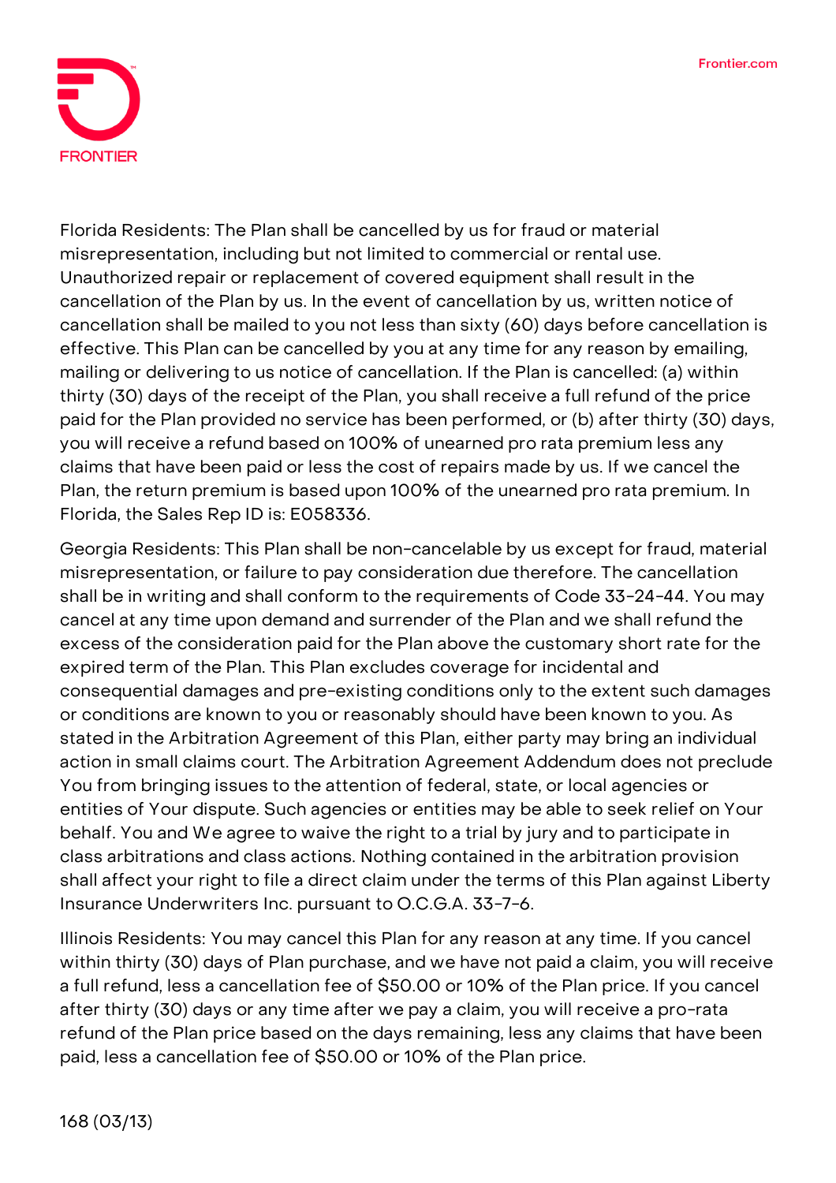Florida Residents: The Plan shall be cancelled by us for fraud or material misrepresentation, including but not limited to commercial or rental use. Unauthorized repair or replacement of covered equipment shall result in the cancellation of the Plan by us. In the event of cancellation by us, written notice of cancellation shall be mailed to you not less than sixty (60) days before cancellation is effective. This Plan can be cancelled by you at any time for any reason by emailing, mailing or delivering to us notice of cancellation. If the Plan is cancelled: (a) within thirty (30) days of the receipt of the Plan, you shall receive a full refund of the price paid for the Plan provided no service has been performed, or (b) after thirty (30) days, you will receive a refund based on 100% of unearned pro rata premium less any claims that have been paid or less the cost of repairs made by us. If we cancel the Plan, the return premium is based upon 100% of the unearned pro rata premium. In Florida, the Sales Rep ID is: E058336.

Georgia Residents: This Plan shall be non-cancelable by us except for fraud, material misrepresentation, or failure to pay consideration due therefore. The cancellation shall be in writing and shall conform to the requirements of Code 33-24-44. You may cancel at any time upon demand and surrender of the Plan and we shall refund the excess of the consideration paid for the Plan above the customary short rate for the expired term of the Plan. This Plan excludes coverage for incidental and consequential damages and pre-existing conditions only to the extent such damages or conditions are known to you or reasonably should have been known to you. As stated in the Arbitration Agreement of this Plan, either party may bring an individual action in small claims court. The Arbitration Agreement Addendum does not preclude You from bringing issues to the attention of federal, state, or local agencies or entities of Your dispute. Such agencies or entities may be able to seek relief on Your behalf. You and We agree to waive the right to a trial by jury and to participate in class arbitrations and class actions. Nothing contained in the arbitration provision shall affect your right to file a direct claim under the terms of this Plan against Liberty Insurance Underwriters Inc. pursuant to O.C.G.A. 33-7-6.

Illinois Residents: You may cancel this Plan for any reason at any time. If you cancel within thirty (30) days of Plan purchase, and we have not paid a claim, you will receive a full refund, less a cancellation fee of $50.00 or 10% of the Plan price. If you cancel after thirty (30) days or any time after we pay a claim, you will receive a pro-rata refund of the Plan price based on the days remaining, less any claims that have been paid, less a cancellation fee of $50.00 or 10% of the Plan price.

168 (03/13)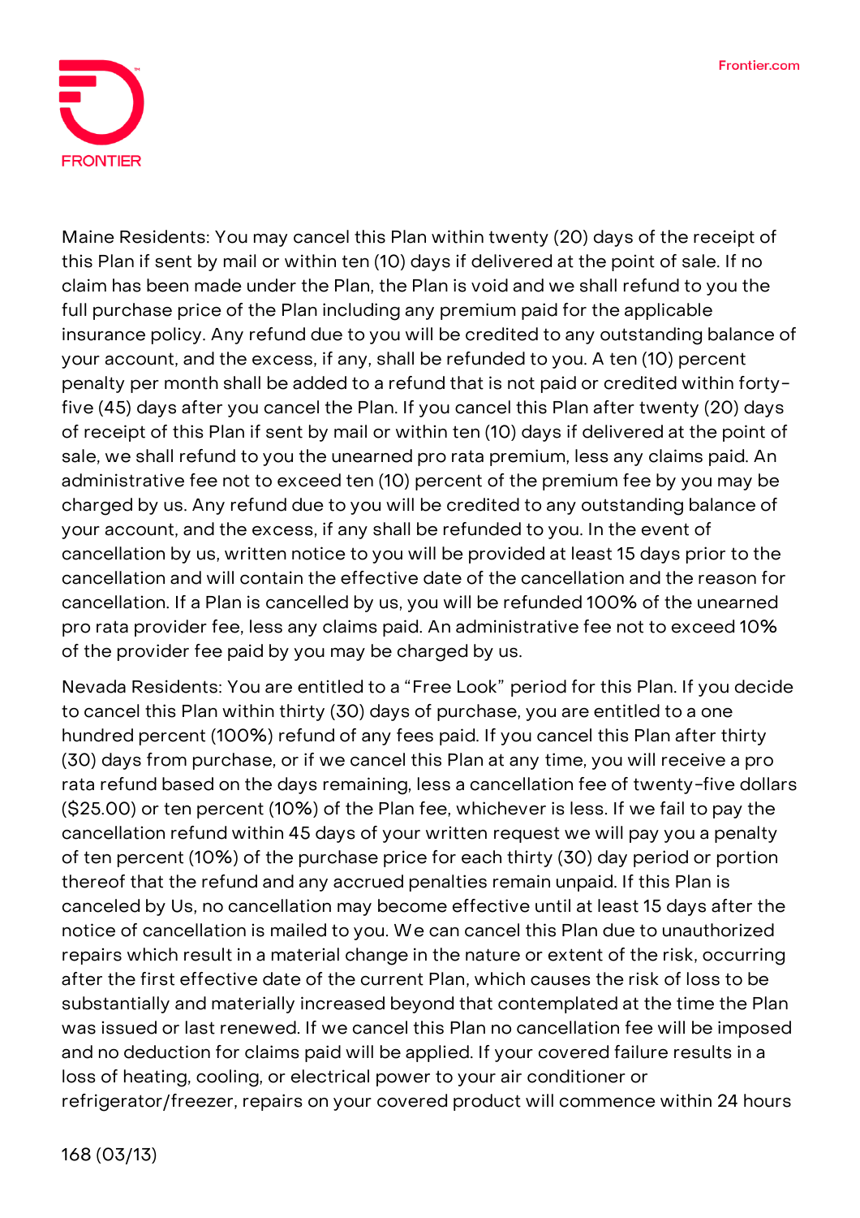Maine Residents: You may cancel this Plan within twenty (20) days of the receipt of this Plan if sent by mail or within ten (10) days if delivered at the point of sale. If no claim has been made under the Plan, the Plan is void and we shall refund to you the full purchase price of the Plan including any premium paid for the applicable insurance policy. Any refund due to you will be credited to any outstanding balance of your account, and the excess, if any, shall be refunded to you. A ten (10) percent penalty per month shall be added to a refund that is not paid or credited within forty-five (45) days after you cancel the Plan. If you cancel this Plan after twenty (20) days of receipt of this Plan if sent by mail or within ten (10) days if delivered at the point of sale, we shall refund to you the unearned pro rata premium, less any claims paid. An administrative fee not to exceed ten (10) percent of the premium fee by you may be charged by us. Any refund due to you will be credited to any outstanding balance of your account, and the excess, if any shall be refunded to you. In the event of cancellation by us, written notice to you will be provided at least 15 days prior to the cancellation and will contain the effective date of the cancellation and the reason for cancellation. If a Plan is cancelled by us, you will be refunded 100% of the unearned pro rata provider fee, less any claims paid. An administrative fee not to exceed 10% of the provider fee paid by you may be charged by us.

Nevada Residents: You are entitled to a "Free Look" period for this Plan. If you decide to cancel this Plan within thirty (30) days of purchase, you are entitled to a one hundred percent (100%) refund of any fees paid. If you cancel this Plan after thirty (30) days from purchase, or if we cancel this Plan at any time, you will receive a pro rata refund based on the days remaining, less a cancellation fee of twenty-five dollars ($25.00) or ten percent (10%) of the Plan fee, whichever is less. If we fail to pay the cancellation refund within 45 days of your written request we will pay you a penalty of ten percent (10%) of the purchase price for each thirty (30) day period or portion thereof that the refund and any accrued penalties remain unpaid. If this Plan is canceled by Us, no cancellation may become effective until at least 15 days after the notice of cancellation is mailed to you. We can cancel this Plan due to unauthorized repairs which result in a material change in the nature or extent of the risk, occurring after the first effective date of the current Plan, which causes the risk of loss to be substantially and materially increased beyond that contemplated at the time the Plan was issued or last renewed. If we cancel this Plan no cancellation fee will be imposed and no deduction for claims paid will be applied. If your covered failure results in a loss of heating, cooling, or electrical power to your air conditioner or refrigerator/freezer, repairs on your covered product will commence within 24 hours

168 (03/13)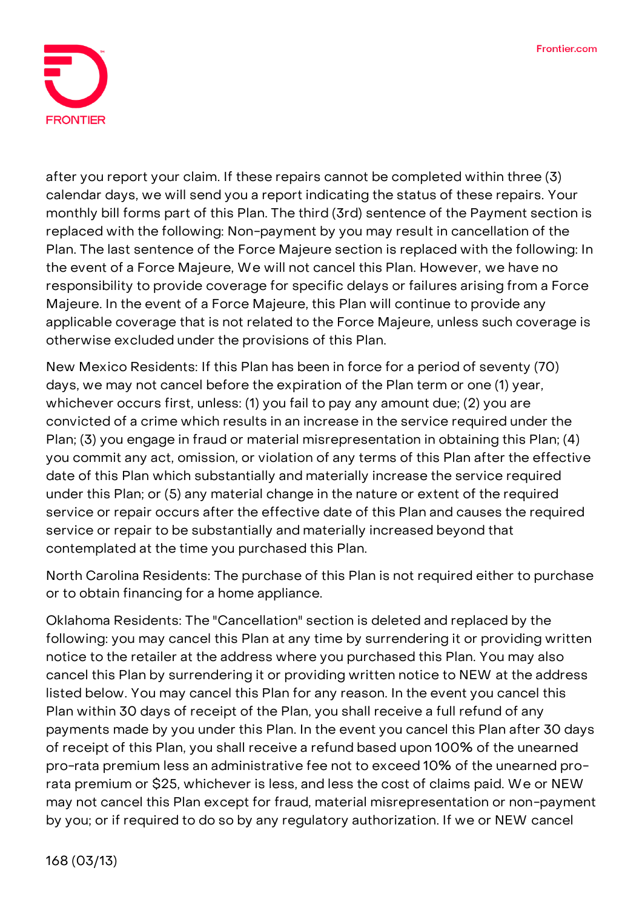after you report your claim. If these repairs cannot be completed within three (3) calendar days, we will send you a report indicating the status of these repairs. Your monthly bill forms part of this Plan. The third (3rd) sentence of the Payment section is replaced with the following: Non-payment by you may result in cancellation of the Plan. The last sentence of the Force Majeure section is replaced with the following: In the event of a Force Majeure, We will not cancel this Plan. However, we have no responsibility to provide coverage for specific delays or failures arising from a Force Majeure. In the event of a Force Majeure, this Plan will continue to provide any applicable coverage that is not related to the Force Majeure, unless such coverage is otherwise excluded under the provisions of this Plan.

New Mexico Residents: If this Plan has been in force for a period of seventy (70) days, we may not cancel before the expiration of the Plan term or one (1) year, whichever occurs first, unless: (1) you fail to pay any amount due; (2) you are convicted of a crime which results in an increase in the service required under the Plan; (3) you engage in fraud or material misrepresentation in obtaining this Plan; (4) you commit any act, omission, or violation of any terms of this Plan after the effective date of this Plan which substantially and materially increase the service required under this Plan; or (5) any material change in the nature or extent of the required service or repair occurs after the effective date of this Plan and causes the required service or repair to be substantially and materially increased beyond that contemplated at the time you purchased this Plan.

North Carolina Residents: The purchase of this Plan is not required either to purchase or to obtain financing for a home appliance.

Oklahoma Residents: The "Cancellation" section is deleted and replaced by the following: you may cancel this Plan at any time by surrendering it or providing written notice to the retailer at the address where you purchased this Plan. You may also cancel this Plan by surrendering it or providing written notice to NEW at the address listed below. You may cancel this Plan for any reason. In the event you cancel this Plan within 30 days of receipt of the Plan, you shall receive a full refund of any payments made by you under this Plan. In the event you cancel this Plan after 30 days of receipt of this Plan, you shall receive a refund based upon 100% of the unearned pro-rata premium less an administrative fee not to exceed 10% of the unearned pro-rata premium or $25, whichever is less, and less the cost of claims paid. We or NEW may not cancel this Plan except for fraud, material misrepresentation or non-payment by you; or if required to do so by any regulatory authorization. If we or NEW cancel

168 (03/13)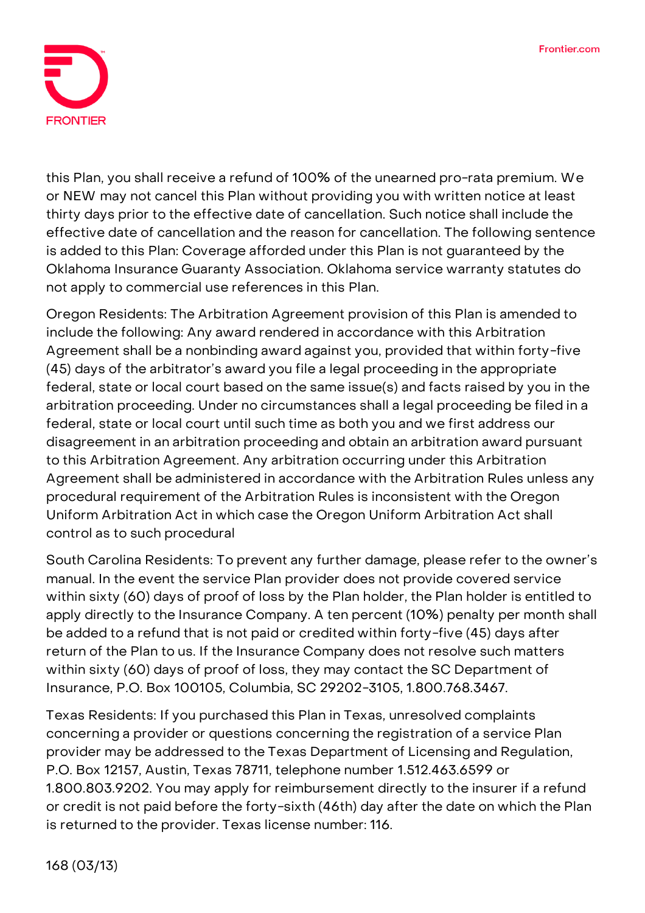this Plan, you shall receive a refund of 100% of the unearned pro-rata premium. We or NEW may not cancel this Plan without providing you with written notice at least thirty days prior to the effective date of cancellation. Such notice shall include the effective date of cancellation and the reason for cancellation. The following sentence is added to this Plan: Coverage afforded under this Plan is not guaranteed by the Oklahoma Insurance Guaranty Association. Oklahoma service warranty statutes do not apply to commercial use references in this Plan.

Oregon Residents: The Arbitration Agreement provision of this Plan is amended to include the following: Any award rendered in accordance with this Arbitration Agreement shall be a nonbinding award against you, provided that within forty-five (45) days of the arbitrator's award you file a legal proceeding in the appropriate federal, state or local court based on the same issue(s) and facts raised by you in the arbitration proceeding. Under no circumstances shall a legal proceeding be filed in a federal, state or local court until such time as both you and we first address our disagreement in an arbitration proceeding and obtain an arbitration award pursuant to this Arbitration Agreement. Any arbitration occurring under this Arbitration Agreement shall be administered in accordance with the Arbitration Rules unless any procedural requirement of the Arbitration Rules is inconsistent with the Oregon Uniform Arbitration Act in which case the Oregon Uniform Arbitration Act shall control as to such procedural

South Carolina Residents: To prevent any further damage, please refer to the owner's manual. In the event the service Plan provider does not provide covered service within sixty (60) days of proof of loss by the Plan holder, the Plan holder is entitled to apply directly to the Insurance Company. A ten percent (10%) penalty per month shall be added to a refund that is not paid or credited within forty-five (45) days after return of the Plan to us. If the Insurance Company does not resolve such matters within sixty (60) days of proof of loss, they may contact the SC Department of Insurance, P.O. Box 100105, Columbia, SC 29202-3105, 1.800.768.3467.

Texas Residents: If you purchased this Plan in Texas, unresolved complaints concerning a provider or questions concerning the registration of a service Plan provider may be addressed to the Texas Department of Licensing and Regulation, P.O. Box 12157, Austin, Texas 78711, telephone number 1.512.463.6599 or 1.800.803.9202. You may apply for reimbursement directly to the insurer if a refund or credit is not paid before the forty-sixth (46th) day after the date on which the Plan is returned to the provider. Texas license number: 116.

168 (03/13)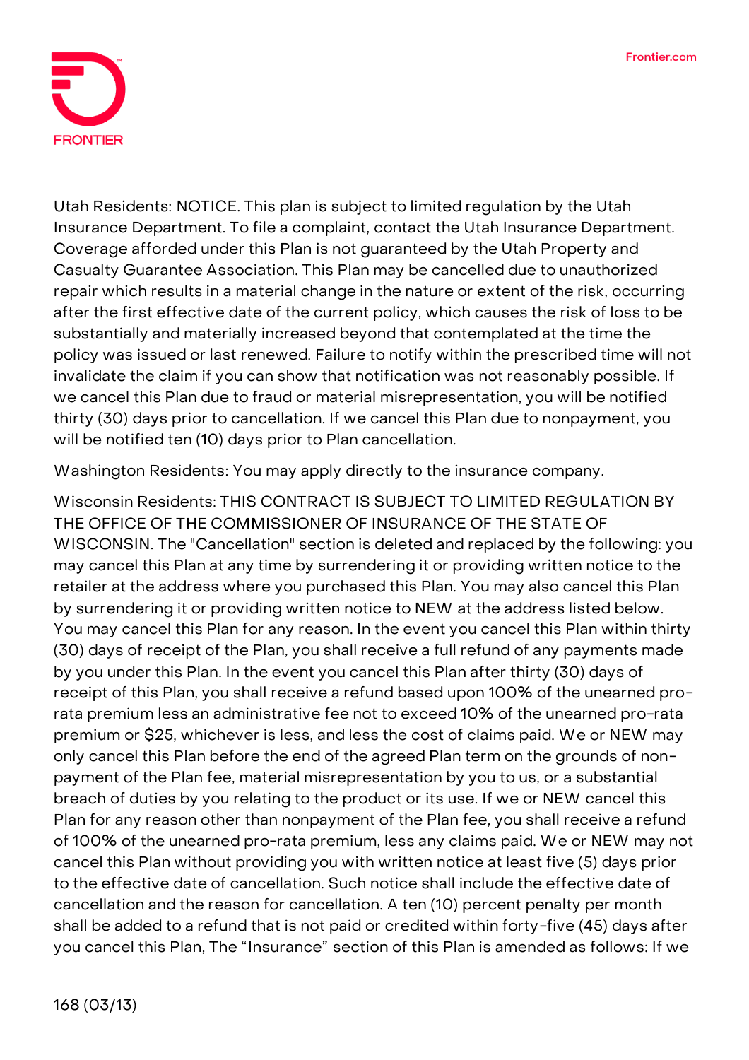Utah Residents: NOTICE. This plan is subject to limited regulation by the Utah Insurance Department. To file a complaint, contact the Utah Insurance Department. Coverage afforded under this Plan is not guaranteed by the Utah Property and Casualty Guarantee Association. This Plan may be cancelled due to unauthorized repair which results in a material change in the nature or extent of the risk, occurring after the first effective date of the current policy, which causes the risk of loss to be substantially and materially increased beyond that contemplated at the time the policy was issued or last renewed. Failure to notify within the prescribed time will not invalidate the claim if you can show that notification was not reasonably possible. If we cancel this Plan due to fraud or material misrepresentation, you will be notified thirty (30) days prior to cancellation. If we cancel this Plan due to nonpayment, you will be notified ten (10) days prior to Plan cancellation.

Washington Residents: You may apply directly to the insurance company.

Wisconsin Residents: THIS CONTRACT IS SUBJECT TO LIMITED REGULATION BY THE OFFICE OF THE COMMISSIONER OF INSURANCE OF THE STATE OF WISCONSIN. The "Cancellation" section is deleted and replaced by the following: you may cancel this Plan at any time by surrendering it or providing written notice to the retailer at the address where you purchased this Plan. You may also cancel this Plan by surrendering it or providing written notice to NEW at the address listed below. You may cancel this Plan for any reason. In the event you cancel this Plan within thirty (30) days of receipt of the Plan, you shall receive a full refund of any payments made by you under this Plan. In the event you cancel this Plan after thirty (30) days of receipt of this Plan, you shall receive a refund based upon 100% of the unearned pro-rata premium less an administrative fee not to exceed 10% of the unearned pro-rata premium or $25, whichever is less, and less the cost of claims paid. We or NEW may only cancel this Plan before the end of the agreed Plan term on the grounds of non-payment of the Plan fee, material misrepresentation by you to us, or a substantial breach of duties by you relating to the product or its use. If we or NEW cancel this Plan for any reason other than nonpayment of the Plan fee, you shall receive a refund of 100% of the unearned pro-rata premium, less any claims paid. We or NEW may not cancel this Plan without providing you with written notice at least five (5) days prior to the effective date of cancellation. Such notice shall include the effective date of cancellation and the reason for cancellation. A ten (10) percent penalty per month shall be added to a refund that is not paid or credited within forty-five (45) days after you cancel this Plan, The "Insurance" section of this Plan is amended as follows: If we

168 (03/13)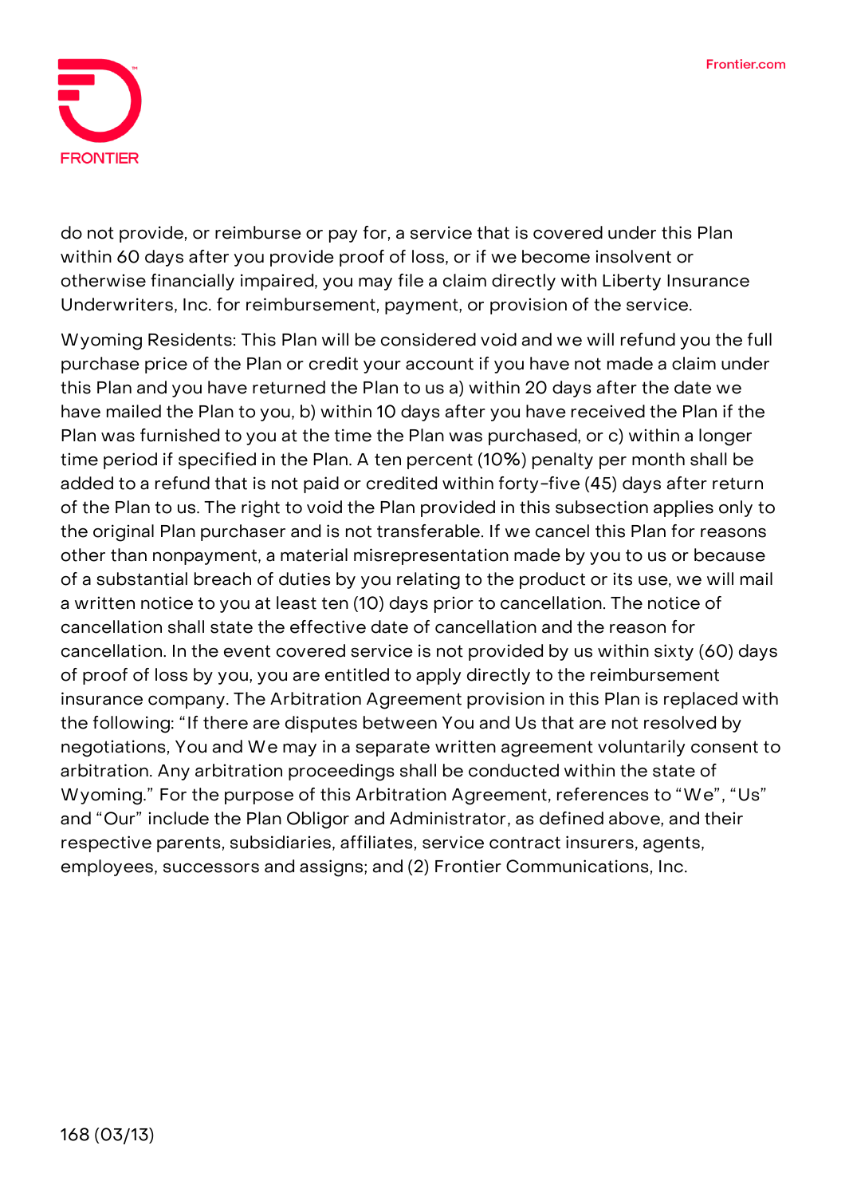do not provide, or reimburse or pay for, a service that is covered under this Plan within 60 days after you provide proof of loss, or if we become insolvent or otherwise financially impaired, you may file a claim directly with Liberty Insurance Underwriters, Inc. for reimbursement, payment, or provision of the service.

Wyoming Residents: This Plan will be considered void and we will refund you the full purchase price of the Plan or credit your account if you have not made a claim under this Plan and you have returned the Plan to us a) within 20 days after the date we have mailed the Plan to you, b) within 10 days after you have received the Plan if the Plan was furnished to you at the time the Plan was purchased, or c) within a longer time period if specified in the Plan. A ten percent (10%) penalty per month shall be added to a refund that is not paid or credited within forty-five (45) days after return of the Plan to us. The right to void the Plan provided in this subsection applies only to the original Plan purchaser and is not transferable. If we cancel this Plan for reasons other than nonpayment, a material misrepresentation made by you to us or because of a substantial breach of duties by you relating to the product or its use, we will mail a written notice to you at least ten (10) days prior to cancellation. The notice of cancellation shall state the effective date of cancellation and the reason for cancellation. In the event covered service is not provided by us within sixty (60) days of proof of loss by you, you are entitled to apply directly to the reimbursement insurance company. The Arbitration Agreement provision in this Plan is replaced with the following: "If there are disputes between You and Us that are not resolved by negotiations, You and We may in a separate written agreement voluntarily consent to arbitration. Any arbitration proceedings shall be conducted within the state of Wyoming." For the purpose of this Arbitration Agreement, references to "We", "Us" and "Our" include the Plan Obligor and Administrator, as defined above, and their respective parents, subsidiaries, affiliates, service contract insurers, agents, employees, successors and assigns; and (2) Frontier Communications, Inc.

168 (03/13)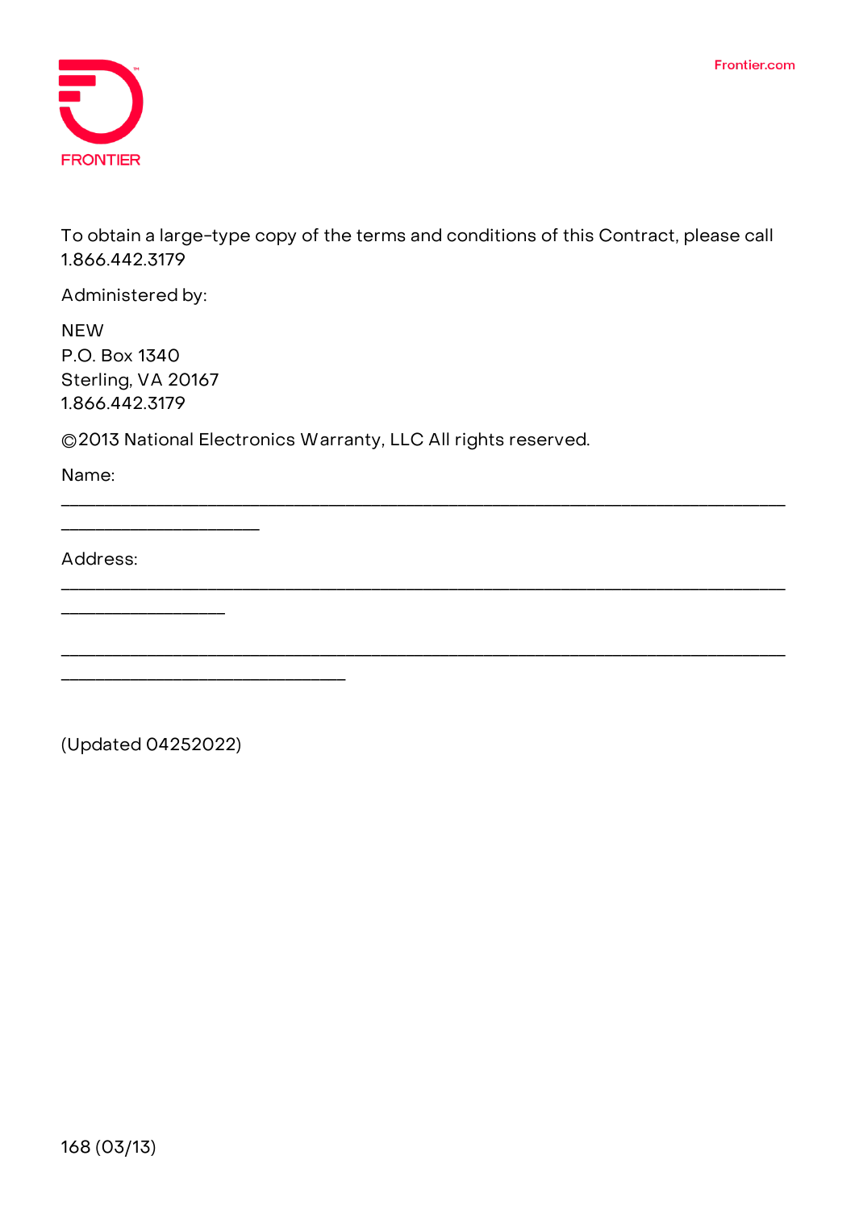FRONTIER

Frontier.com

To obtain a large-type copy of the terms and conditions of this Contract, please call 1.866.442.3179

Administered by:

NEW  
P.O. Box 1340  
Sterling, VA 20167  
1.866.442.3179

©2013 National Electronics Warranty, LLC All rights reserved.

Name:

______________________________________________________________________________________

Address:

______________________________________________________________________________________

______________________________________________________________________________________

(Updated 04252022)

168 (03/13)